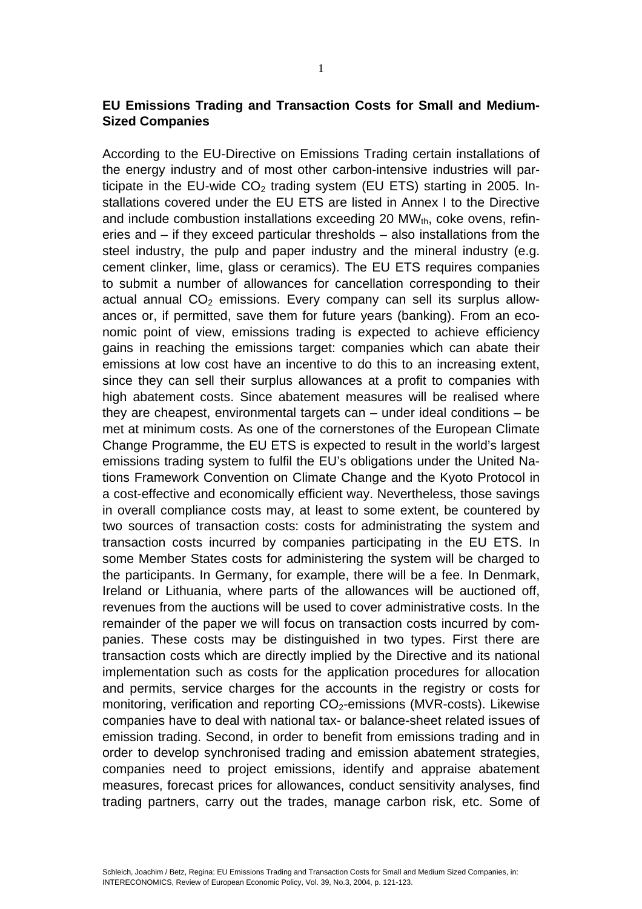## EU Emissions Trading and Transaction Costs for Small and Medium-Sized Companies

According to the EU-Directive on Emissions Trading certain installations of the energy industry and of most other carbon-intensive industries will participate in the EU-wide $CO_2$ trading system (EU ETS) starting in 2005. Installations covered under the EU ETS are listed in Annex I to the Directive and include combustion installations exceeding 20 $MW_{th}$, coke ovens, refineries and – if they exceed particular thresholds – also installations from the steel industry, the pulp and paper industry and the mineral industry (e.g. cement clinker, lime, glass or ceramics). The EU ETS requires companies to submit a number of allowances for cancellation corresponding to their actual annual $CO_2$ emissions. Every company can sell its surplus allowances or, if permitted, save them for future years (banking). From an economic point of view, emissions trading is expected to achieve efficiency gains in reaching the emissions target: companies which can abate their emissions at low cost have an incentive to do this to an increasing extent, since they can sell their surplus allowances at a profit to companies with high abatement costs. Since abatement measures will be realised where they are cheapest, environmental targets can – under ideal conditions – be met at minimum costs. As one of the cornerstones of the European Climate Change Programme, the EU ETS is expected to result in the world's largest emissions trading system to fulfil the EU's obligations under the United Nations Framework Convention on Climate Change and the Kyoto Protocol in a cost-effective and economically efficient way. Nevertheless, those savings in overall compliance costs may, at least to some extent, be countered by two sources of transaction costs: costs for administrating the system and transaction costs incurred by companies participating in the EU ETS. In some Member States costs for administering the system will be charged to the participants. In Germany, for example, there will be a fee. In Denmark, Ireland or Lithuania, where parts of the allowances will be auctioned off, revenues from the auctions will be used to cover administrative costs. In the remainder of the paper we will focus on transaction costs incurred by companies. These costs may be distinguished in two types. First there are transaction costs which are directly implied by the Directive and its national implementation such as costs for the application procedures for allocation and permits, service charges for the accounts in the registry or costs for monitoring, verification and reporting $CO_2$-emissions (MVR-costs). Likewise companies have to deal with national tax- or balance-sheet related issues of emission trading. Second, in order to benefit from emissions trading and in order to develop synchronised trading and emission abatement strategies, companies need to project emissions, identify and appraise abatement measures, forecast prices for allowances, conduct sensitivity analyses, find trading partners, carry out the trades, manage carbon risk, etc. Some of

Schleich, Joachim / Betz, Regina: EU Emissions Trading and Transaction Costs for Small and Medium Sized Companies, in: INTERECONOMICS, Review of European Economic Policy, Vol. 39, No.3, 2004, p. 121-123.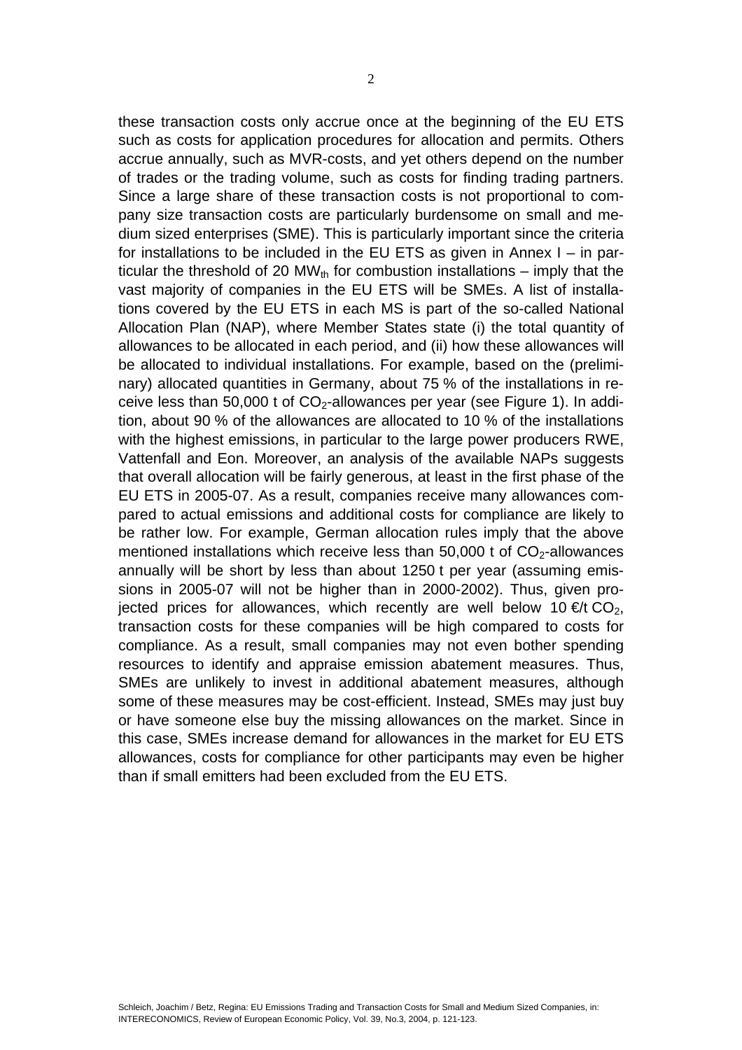these transaction costs only accrue once at the beginning of the EU ETS such as costs for application procedures for allocation and permits. Others accrue annually, such as MVR-costs, and yet others depend on the number of trades or the trading volume, such as costs for finding trading partners. Since a large share of these transaction costs is not proportional to company size transaction costs are particularly burdensome on small and medium sized enterprises (SME). This is particularly important since the criteria for installations to be included in the EU ETS as given in Annex I – in particular the threshold of 20 $MW_{th}$ for combustion installations – imply that the vast majority of companies in the EU ETS will be SMEs. A list of installations covered by the EU ETS in each MS is part of the so-called National Allocation Plan (NAP), where Member States state (i) the total quantity of allowances to be allocated in each period, and (ii) how these allowances will be allocated to individual installations. For example, based on the (preliminary) allocated quantities in Germany, about 75 % of the installations in receive less than 50,000 t of $CO_2$-allowances per year (see Figure 1). In addition, about 90 % of the allowances are allocated to 10 % of the installations with the highest emissions, in particular to the large power producers RWE, Vattenfall and Eon. Moreover, an analysis of the available NAPs suggests that overall allocation will be fairly generous, at least in the first phase of the EU ETS in 2005-07. As a result, companies receive many allowances compared to actual emissions and additional costs for compliance are likely to be rather low. For example, German allocation rules imply that the above mentioned installations which receive less than 50,000 t of $CO_2$-allowances annually will be short by less than about 1250 t per year (assuming emissions in 2005-07 will not be higher than in 2000-2002). Thus, given projected prices for allowances, which recently are well below 10 €/t $CO_2$, transaction costs for these companies will be high compared to costs for compliance. As a result, small companies may not even bother spending resources to identify and appraise emission abatement measures. Thus, SMEs are unlikely to invest in additional abatement measures, although some of these measures may be cost-efficient. Instead, SMEs may just buy or have someone else buy the missing allowances on the market. Since in this case, SMEs increase demand for allowances in the market for EU ETS allowances, costs for compliance for other participants may even be higher than if small emitters had been excluded from the EU ETS.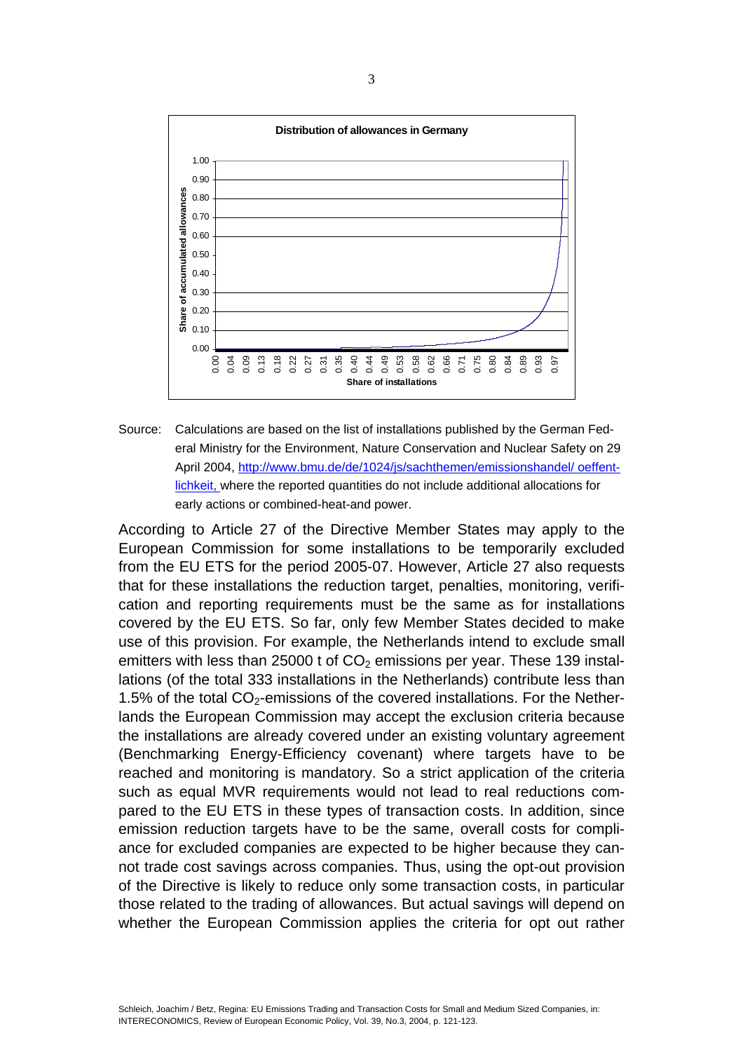Source: Calculations are based on the list of installations published by the German Federal Ministry for the Environment, Nature Conservation and Nuclear Safety on 29 April 2004, [http://www.bmu.de/de/1024/js/sachthemen/emissionshandel/ oeffentlichkeit,](http://www.bmu.de/de/1024/js/sachthemen/emissionshandel/oeffentlichkeit) where the reported quantities do not include additional allocations for early actions or combined-heat-and power.

According to Article 27 of the Directive Member States may apply to the European Commission for some installations to be temporarily excluded from the EU ETS for the period 2005-07. However, Article 27 also requests that for these installations the reduction target, penalties, monitoring, verification and reporting requirements must be the same as for installations covered by the EU ETS. So far, only few Member States decided to make use of this provision. For example, the Netherlands intend to exclude small emitters with less than 25000 t of $CO_2$ emissions per year. These 139 installations (of the total 333 installations in the Netherlands) contribute less than 1.5% of the total $CO_2$-emissions of the covered installations. For the Netherlands the European Commission may accept the exclusion criteria because the installations are already covered under an existing voluntary agreement (Benchmarking Energy-Efficiency covenant) where targets have to be reached and monitoring is mandatory. So a strict application of the criteria such as equal MVR requirements would not lead to real reductions compared to the EU ETS in these types of transaction costs. In addition, since emission reduction targets have to be the same, overall costs for compliance for excluded companies are expected to be higher because they cannot trade cost savings across companies. Thus, using the opt-out provision of the Directive is likely to reduce only some transaction costs, in particular those related to the trading of allowances. But actual savings will depend on whether the European Commission applies the criteria for opt out rather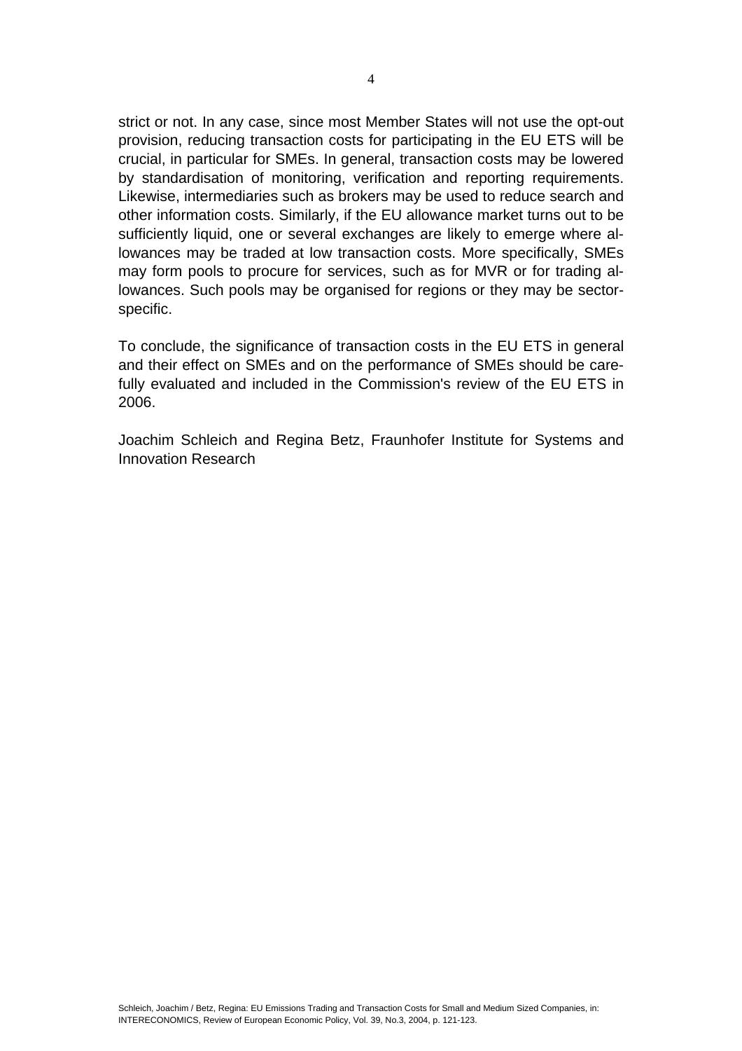strict or not. In any case, since most Member States will not use the opt-out provision, reducing transaction costs for participating in the EU ETS will be crucial, in particular for SMEs. In general, transaction costs may be lowered by standardisation of monitoring, verification and reporting requirements. Likewise, intermediaries such as brokers may be used to reduce search and other information costs. Similarly, if the EU allowance market turns out to be sufficiently liquid, one or several exchanges are likely to emerge where allowances may be traded at low transaction costs. More specifically, SMEs may form pools to procure for services, such as for MVR or for trading allowances. Such pools may be organised for regions or they may be sector-specific.

To conclude, the significance of transaction costs in the EU ETS in general and their effect on SMEs and on the performance of SMEs should be carefully evaluated and included in the Commission's review of the EU ETS in 2006.

Joachim Schleich and Regina Betz, Fraunhofer Institute for Systems and Innovation Research